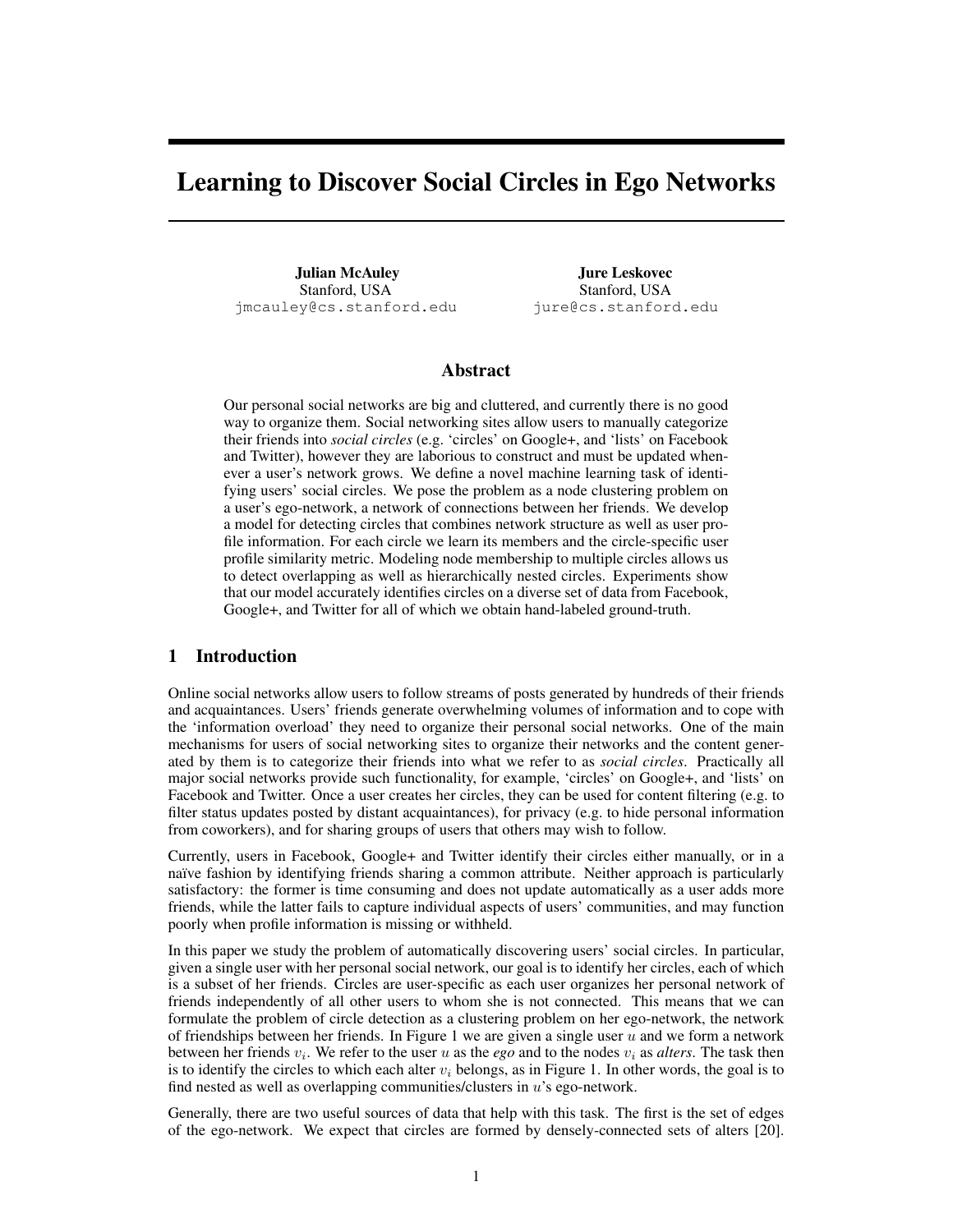# Learning to Discover Social Circles in Ego Networks

**Julian McAuley**
Stanford, USA
jmcauley@cs.stanford.edu

**Jure Leskovec**
Stanford, USA
jure@cs.stanford.edu

## Abstract

Our personal social networks are big and cluttered, and currently there is no good way to organize them. Social networking sites allow users to manually categorize their friends into *social circles* (e.g. 'circles' on Google+, and 'lists' on Facebook and Twitter), however they are laborious to construct and must be updated whenever a user's network grows. We define a novel machine learning task of identifying users' social circles. We pose the problem as a node clustering problem on a user's ego-network, a network of connections between her friends. We develop a model for detecting circles that combines network structure as well as user profile information. For each circle we learn its members and the circle-specific user profile similarity metric. Modeling node membership to multiple circles allows us to detect overlapping as well as hierarchically nested circles. Experiments show that our model accurately identifies circles on a diverse set of data from Facebook, Google+, and Twitter for all of which we obtain hand-labeled ground-truth.

## 1 Introduction

Online social networks allow users to follow streams of posts generated by hundreds of their friends and acquaintances. Users' friends generate overwhelming volumes of information and to cope with the 'information overload' they need to organize their personal social networks. One of the main mechanisms for users of social networking sites to organize their networks and the content generated by them is to categorize their friends into what we refer to as *social circles*. Practically all major social networks provide such functionality, for example, 'circles' on Google+, and 'lists' on Facebook and Twitter. Once a user creates her circles, they can be used for content filtering (e.g. to filter status updates posted by distant acquaintances), for privacy (e.g. to hide personal information from coworkers), and for sharing groups of users that others may wish to follow.

Currently, users in Facebook, Google+ and Twitter identify their circles either manually, or in a naïve fashion by identifying friends sharing a common attribute. Neither approach is particularly satisfactory: the former is time consuming and does not update automatically as a user adds more friends, while the latter fails to capture individual aspects of users' communities, and may function poorly when profile information is missing or withheld.

In this paper we study the problem of automatically discovering users' social circles. In particular, given a single user with her personal social network, our goal is to identify her circles, each of which is a subset of her friends. Circles are user-specific as each user organizes her personal network of friends independently of all other users to whom she is not connected. This means that we can formulate the problem of circle detection as a clustering problem on her ego-network, the network of friendships between her friends. In Figure 1 we are given a single user $u$ and we form a network between her friends $v_i$. We refer to the user $u$ as the ***ego*** and to the nodes $v_i$ as *alters*. The task then is to identify the circles to which each alter $v_i$ belongs, as in Figure 1. In other words, the goal is to find nested as well as overlapping communities/clusters in $u$'s ego-network.

Generally, there are two useful sources of data that help with this task. The first is the set of edges of the ego-network. We expect that circles are formed by densely-connected sets of alters [20].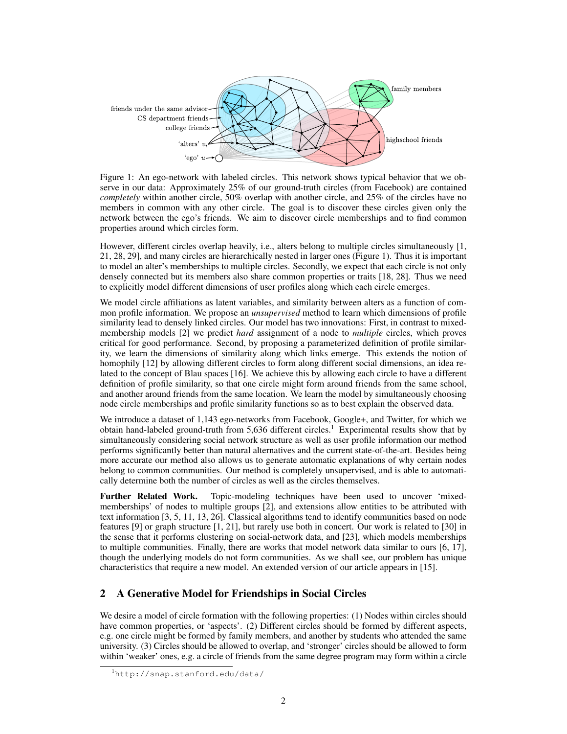Figure 1: An ego-network with labeled circles. This network shows typical behavior that we observe in our data: Approximately 25% of our ground-truth circles (from Facebook) are contained *completely* within another circle, 50% overlap with another circle, and 25% of the circles have no members in common with any other circle. The goal is to discover these circles given only the network between the ego's friends. We aim to discover circle memberships and to find common properties around which circles form.

However, different circles overlap heavily, i.e., alters belong to multiple circles simultaneously [1, 21, 28, 29], and many circles are hierarchically nested in larger ones (Figure 1). Thus it is important to model an alter's memberships to multiple circles. Secondly, we expect that each circle is not only densely connected but its members also share common properties or traits [18, 28]. Thus we need to explicitly model different dimensions of user profiles along which each circle emerges.

We model circle affiliations as latent variables, and similarity between alters as a function of common profile information. We propose an *unsupervised* method to learn which dimensions of profile similarity lead to densely linked circles. Our model has two innovations: First, in contrast to mixed-membership models [2] we predict *hard* assignment of a node to *multiple* circles, which proves critical for good performance. Second, by proposing a parameterized definition of profile similarity, we learn the dimensions of similarity along which links emerge. This extends the notion of homophily [12] by allowing different circles to form along different social dimensions, an idea related to the concept of Blau spaces [16]. We achieve this by allowing each circle to have a different definition of profile similarity, so that one circle might form around friends from the same school, and another around friends from the same location. We learn the model by simultaneously choosing node circle memberships and profile similarity functions so as to best explain the observed data.

We introduce a dataset of 1,143 ego-networks from Facebook, Google+, and Twitter, for which we obtain hand-labeled ground-truth from 5,636 different circles.[1] Experimental results show that by simultaneously considering social network structure as well as user profile information our method performs significantly better than natural alternatives and the current state-of-the-art. Besides being more accurate our method also allows us to generate automatic explanations of why certain nodes belong to common communities. Our method is completely unsupervised, and is able to automatically determine both the number of circles as well as the circles themselves.

**Further Related Work.** Topic-modeling techniques have been used to uncover 'mixed-memberships' of nodes to multiple groups [2], and extensions allow entities to be attributed with text information [3, 5, 11, 13, 26]. Classical algorithms tend to identify communities based on node features [9] or graph structure [1, 21], but rarely use both in concert. Our work is related to [30] in the sense that it performs clustering on social-network data, and [23], which models memberships to multiple communities. Finally, there are works that model network data similar to ours [6, 17], though the underlying models do not form communities. As we shall see, our problem has unique characteristics that require a new model. An extended version of our article appears in [15].

## 2 A Generative Model for Friendships in Social Circles

We desire a model of circle formation with the following properties: (1) Nodes within circles should have common properties, or 'aspects'. (2) Different circles should be formed by different aspects, e.g. one circle might be formed by family members, and another by students who attended the same university. (3) Circles should be allowed to overlap, and 'stronger' circles should be allowed to form within 'weaker' ones, e.g. a circle of friends from the same degree program may form within a circle

[1] http://snap.stanford.edu/data/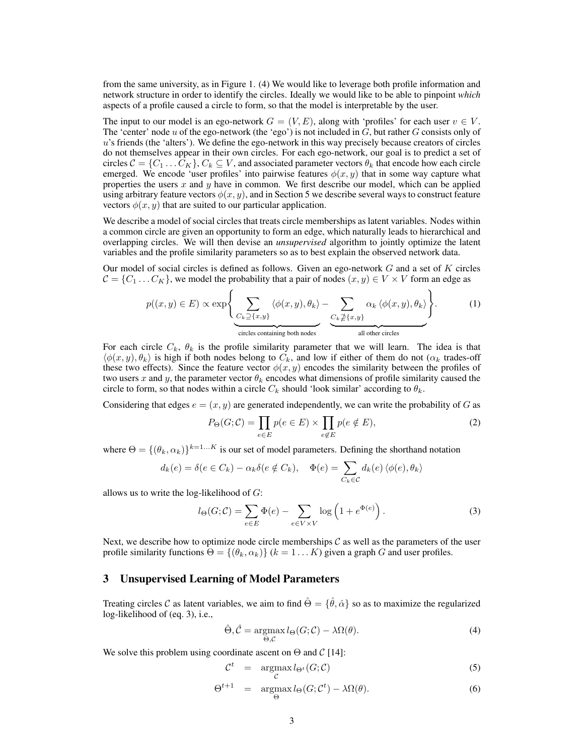from the same university, as in Figure 1. (4) We would like to leverage both profile information and network structure in order to identify the circles. Ideally we would like to be able to pinpoint *which* aspects of a profile caused a circle to form, so that the model is interpretable by the user.

The input to our model is an ego-network $G = (V, E)$, along with 'profiles' for each user $v \in V$. The 'center' node $u$ of the ego-network (the 'ego') is not included in $G$, but rather $G$ consists only of $u$'s friends (the 'alters'). We define the ego-network in this way precisely because creators of circles do not themselves appear in their own circles. For each ego-network, our goal is to predict a set of circles $\mathcal{C} = \{C_1 \dots C_K\}$, $C_k \subseteq V$, and associated parameter vectors $\theta_k$ that encode how each circle emerged. We encode 'user profiles' into pairwise features $\phi(x, y)$ that in some way capture what properties the users $x$ and $y$ have in common. We first describe our model, which can be applied using arbitrary feature vectors $\phi(x, y)$, and in Section 5 we describe several ways to construct feature vectors $\phi(x, y)$ that are suited to our particular application.

We describe a model of social circles that treats circle memberships as latent variables. Nodes within a common circle are given an opportunity to form an edge, which naturally leads to hierarchical and overlapping circles. We will then devise an *unsupervised* algorithm to jointly optimize the latent variables and the profile similarity parameters so as to best explain the observed network data.

Our model of social circles is defined as follows. Given an ego-network $G$ and a set of $K$ circles $\mathcal{C} = \{C_1 \dots C_K\}$, we model the probability that a pair of nodes $(x, y) \in V \times V$ form an edge as

$$p((x,y) \in E) \propto \exp\Bigg\{ \underbrace{\sum_{C_k \supseteq \{x,y\}} \langle \phi(x,y), \theta_k \rangle}_{\text{circles containing both nodes}} - \underbrace{\sum_{C_k \not\supseteq \{x,y\}} \alpha_k \, \langle \phi(x,y), \theta_k \rangle}_{\text{all other circles}} \Bigg\}. \tag{1}$$

For each circle $C_k$, $\theta_k$ is the profile similarity parameter that we will learn. The idea is that $\langle \phi(x, y), \theta_k \rangle$ is high if both nodes belong to $C_k$, and low if either of them do not ($\alpha_k$ trades-off these two effects). Since the feature vector $\phi(x, y)$ encodes the similarity between the profiles of two users $x$ and $y$, the parameter vector $\theta_k$ encodes what dimensions of profile similarity caused the circle to form, so that nodes within a circle $C_k$ should 'look similar' according to $\theta_k$.

Considering that edges $e = (x, y)$ are generated independently, we can write the probability of $G$ as

$$P_\Theta(G; \mathcal{C}) = \prod_{e \in E} p(e \in E) \times \prod_{e \notin E} p(e \notin E), \tag{2}$$

where $\Theta = \{(\theta_k, \alpha_k)\}^{k=1 \dots K}$ is our set of model parameters. Defining the shorthand notation

$$d_k(e) = \delta(e \in C_k) - \alpha_k \delta(e \notin C_k), \quad \Phi(e) = \sum_{C_k \in \mathcal{C}} d_k(e) \, \langle \phi(e), \theta_k \rangle$$

allows us to write the log-likelihood of $G$:

$$l_\Theta(G; \mathcal{C}) = \sum_{e \in E} \Phi(e) - \sum_{e \in V \times V} \log\left(1 + e^{\Phi(e)}\right). \tag{3}$$

Next, we describe how to optimize node circle memberships $\mathcal{C}$ as well as the parameters of the user profile similarity functions $\Theta = \{(\theta_k, \alpha_k)\}$ $(k = 1 \dots K)$ given a graph $G$ and user profiles.

## 3 Unsupervised Learning of Model Parameters

Treating circles $\mathcal{C}$ as latent variables, we aim to find $\hat{\Theta} = \{\hat{\theta}, \hat{\alpha}\}$ so as to maximize the regularized log-likelihood of (eq. 3), i.e.,

$$\hat{\Theta}, \hat{\mathcal{C}} = \underset{\Theta, \mathcal{C}}{\operatorname{argmax}} \, l_\Theta(G; \mathcal{C}) - \lambda \Omega(\theta). \tag{4}$$

We solve this problem using coordinate ascent on $\Theta$ and $\mathcal{C}$ [14]:

$$\mathcal{C}^t = \underset{\mathcal{C}}{\operatorname{argmax}} \, l_{\Theta^t}(G; \mathcal{C}) \tag{5}$$

$$\Theta^{t+1} = \underset{\Theta}{\operatorname{argmax}} \, l_\Theta(G; \mathcal{C}^t) - \lambda \Omega(\theta). \tag{6}$$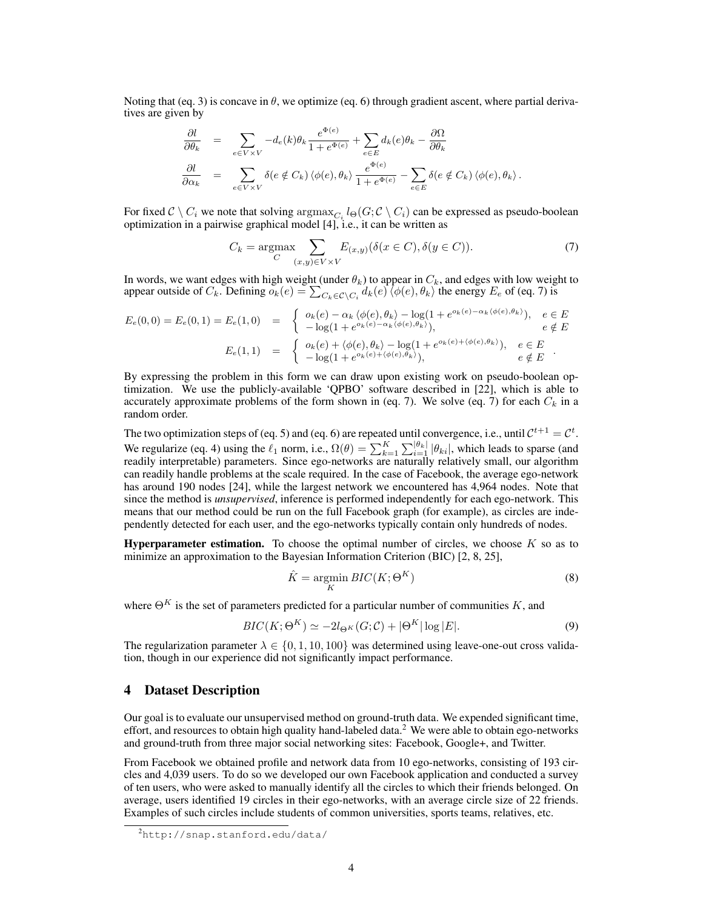Noting that (eq. 3) is concave in $\theta$, we optimize (eq. 6) through gradient ascent, where partial derivatives are given by

$$
\begin{aligned}
\frac{\partial l}{\partial \theta_k} &= \sum_{e \in V \times V} -d_e(k)\theta_k \frac{e^{\Phi(e)}}{1+e^{\Phi(e)}} + \sum_{e \in E} d_k(e)\theta_k - \frac{\partial \Omega}{\partial \theta_k} \\
\frac{\partial l}{\partial \alpha_k} &= \sum_{e \in V \times V} \delta(e \notin C_k) \left\langle \phi(e), \theta_k \right\rangle \frac{e^{\Phi(e)}}{1+e^{\Phi(e)}} - \sum_{e \in E} \delta(e \notin C_k) \left\langle \phi(e), \theta_k \right\rangle .
\end{aligned}
$$

For fixed $\mathcal{C} \setminus C_i$ we note that solving $\text{argmax}_{C_i} l_\Theta(G; \mathcal{C} \setminus C_i)$ can be expressed as pseudo-boolean optimization in a pairwise graphical model [4], i.e., it can be written as

$$
C_k = \underset{C}{\text{argmax}} \sum_{(x,y) \in V \times V} E_{(x,y)}(\delta(x \in C), \delta(y \in C)). \tag{7}
$$

In words, we want edges with high weight (under $\theta_k$) to appear in $C_k$, and edges with low weight to appear outside of $C_k$. Defining $o_k(e) = \sum_{C_k \in \mathcal{C} \setminus C_i} d_k(e) \left\langle \phi(e), \theta_k \right\rangle$ the energy $E_e$ of (eq. 7) is

$$
\begin{aligned}
E_e(0,0) = E_e(0,1) = E_e(1,0) &= \begin{cases} o_k(e) - \alpha_k \left\langle \phi(e), \theta_k \right\rangle - \log(1 + e^{o_k(e) - \alpha_k \left\langle \phi(e), \theta_k \right\rangle}), & e \in E \\ -\log(1 + e^{o_k(e) - \alpha_k \left\langle \phi(e), \theta_k \right\rangle}), & e \notin E \end{cases} \\
E_e(1,1) &= \begin{cases} o_k(e) + \left\langle \phi(e), \theta_k \right\rangle - \log(1 + e^{o_k(e) + \left\langle \phi(e), \theta_k \right\rangle}), & e \in E \\ -\log(1 + e^{o_k(e) + \left\langle \phi(e), \theta_k \right\rangle}), & e \notin E \end{cases} .
\end{aligned}
$$

By expressing the problem in this form we can draw upon existing work on pseudo-boolean optimization. We use the publicly-available 'QPBO' software described in [22], which is able to accurately approximate problems of the form shown in (eq. 7). We solve (eq. 7) for each $C_k$ in a random order.

The two optimization steps of (eq. 5) and (eq. 6) are repeated until convergence, i.e., until $\mathcal{C}^{t+1} = \mathcal{C}^t$. We regularize (eq. 4) using the $\ell_1$ norm, i.e., $\Omega(\theta) = \sum_{k=1}^{K} \sum_{i=1}^{|\theta_k|} |\theta_{ki}|$, which leads to sparse (and readily interpretable) parameters. Since ego-networks are naturally relatively small, our algorithm can readily handle problems at the scale required. In the case of Facebook, the average ego-network has around 190 nodes [24], while the largest network we encountered has 4,964 nodes. Note that since the method is *unsupervised*, inference is performed independently for each ego-network. This means that our method could be run on the full Facebook graph (for example), as circles are independently detected for each user, and the ego-networks typically contain only hundreds of nodes.

**Hyperparameter estimation.** To choose the optimal number of circles, we choose $K$ so as to minimize an approximation to the Bayesian Information Criterion (BIC) [2, 8, 25],

$$
\hat{K} = \underset{K}{\text{argmin}} \, BIC(K; \Theta^K) \tag{8}
$$

where $\Theta^K$ is the set of parameters predicted for a particular number of communities $K$, and

$$
BIC(K; \Theta^K) \simeq -2 l_{\Theta^K}(G; \mathcal{C}) + |\Theta^K| \log |E|. \tag{9}
$$

The regularization parameter $\lambda \in \{0, 1, 10, 100\}$ was determined using leave-one-out cross validation, though in our experience did not significantly impact performance.

## 4 Dataset Description

Our goal is to evaluate our unsupervised method on ground-truth data. We expended significant time, effort, and resources to obtain high quality hand-labeled data.[2] We were able to obtain ego-networks and ground-truth from three major social networking sites: Facebook, Google+, and Twitter.

From Facebook we obtained profile and network data from 10 ego-networks, consisting of 193 circles and 4,039 users. To do so we developed our own Facebook application and conducted a survey of ten users, who were asked to manually identify all the circles to which their friends belonged. On average, users identified 19 circles in their ego-networks, with an average circle size of 22 friends. Examples of such circles include students of common universities, sports teams, relatives, etc.

[2] http://snap.stanford.edu/data/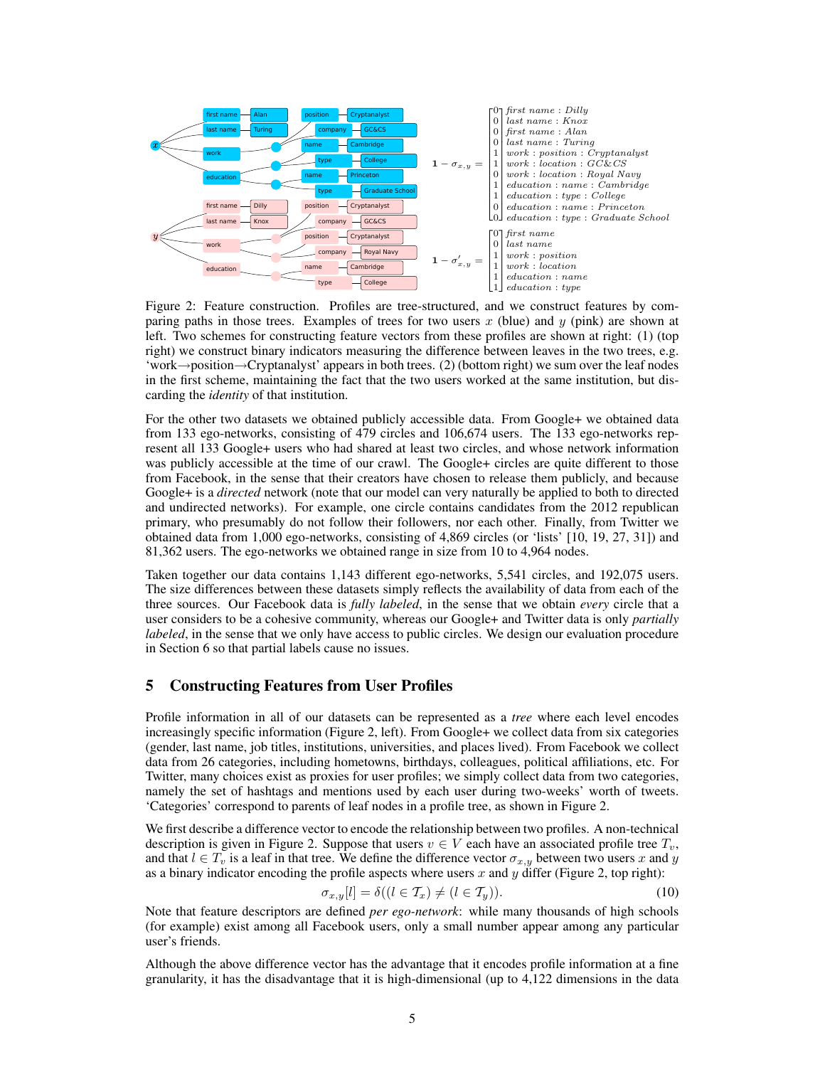$$1 - \sigma_{x,y} = \begin{bmatrix} 0 \\ 0 \\ 0 \\ 0 \\ 1 \\ 1 \\ 0 \\ 1 \\ 1 \\ 0 \\ 0 \end{bmatrix} \begin{matrix} \textit{first name : Dilly} \\ \textit{last name : Knox} \\ \textit{first name : Alan} \\ \textit{last name : Turing} \\ \textit{work : position : Cryptanalyst} \\ \textit{work : location : GC\&CS} \\ \textit{work : location : Royal Navy} \\ \textit{education : name : Cambridge} \\ \textit{education : type : College} \\ \textit{education : name : Princeton} \\ \textit{education : type : Graduate School} \end{matrix}$$

$$1 - \sigma'_{x,y} = \begin{bmatrix} 0 \\ 0 \\ 1 \\ 1 \\ 1 \\ 1 \end{bmatrix} \begin{matrix} \textit{first name} \\ \textit{last name} \\ \textit{work : position} \\ \textit{work : location} \\ \textit{education : name} \\ \textit{education : type} \end{matrix}$$

Figure 2: Feature construction. Profiles are tree-structured, and we construct features by comparing paths in those trees. Examples of trees for two users $x$ (blue) and $y$ (pink) are shown at left. Two schemes for constructing feature vectors from these profiles are shown at right: (1) (top right) we construct binary indicators measuring the difference between leaves in the two trees, e.g. 'work→position→Cryptanalyst' appears in both trees. (2) (bottom right) we sum over the leaf nodes in the first scheme, maintaining the fact that the two users worked at the same institution, but discarding the *identity* of that institution.

For the other two datasets we obtained publicly accessible data. From Google+ we obtained data from 133 ego-networks, consisting of 479 circles and 106,674 users. The 133 ego-networks represent all 133 Google+ users who had shared at least two circles, and whose network information was publicly accessible at the time of our crawl. The Google+ circles are quite different to those from Facebook, in the sense that their creators have chosen to release them publicly, and because Google+ is a *directed* network (note that our model can very naturally be applied to both to directed and undirected networks). For example, one circle contains candidates from the 2012 republican primary, who presumably do not follow their followers, nor each other. Finally, from Twitter we obtained data from 1,000 ego-networks, consisting of 4,869 circles (or 'lists' [10, 19, 27, 31]) and 81,362 users. The ego-networks we obtained range in size from 10 to 4,964 nodes.

Taken together our data contains 1,143 different ego-networks, 5,541 circles, and 192,075 users. The size differences between these datasets simply reflects the availability of data from each of the three sources. Our Facebook data is *fully labeled*, in the sense that we obtain *every* circle that a user considers to be a cohesive community, whereas our Google+ and Twitter data is only *partially labeled*, in the sense that we only have access to public circles. We design our evaluation procedure in Section 6 so that partial labels cause no issues.

## 5 Constructing Features from User Profiles

Profile information in all of our datasets can be represented as a *tree* where each level encodes increasingly specific information (Figure 2, left). From Google+ we collect data from six categories (gender, last name, job titles, institutions, universities, and places lived). From Facebook we collect data from 26 categories, including hometowns, birthdays, colleagues, political affiliations, etc. For Twitter, many choices exist as proxies for user profiles; we simply collect data from two categories, namely the set of hashtags and mentions used by each user during two-weeks' worth of tweets. 'Categories' correspond to parents of leaf nodes in a profile tree, as shown in Figure 2.

We first describe a difference vector to encode the relationship between two profiles. A non-technical description is given in Figure 2. Suppose that users $v \in V$ each have an associated profile tree $T_v$, and that $l \in T_v$ is a leaf in that tree. We define the difference vector $\sigma_{x,y}$ between two users $x$ and $y$ as a binary indicator encoding the profile aspects where users $x$ and $y$ differ (Figure 2, top right):

$$\sigma_{x,y}[l] = \delta((l \in \mathcal{T}_x) \neq (l \in \mathcal{T}_y)). \tag{10}$$

Note that feature descriptors are defined *per ego-network*: while many thousands of high schools (for example) exist among all Facebook users, only a small number appear among any particular user's friends.

Although the above difference vector has the advantage that it encodes profile information at a fine granularity, it has the disadvantage that it is high-dimensional (up to 4,122 dimensions in the data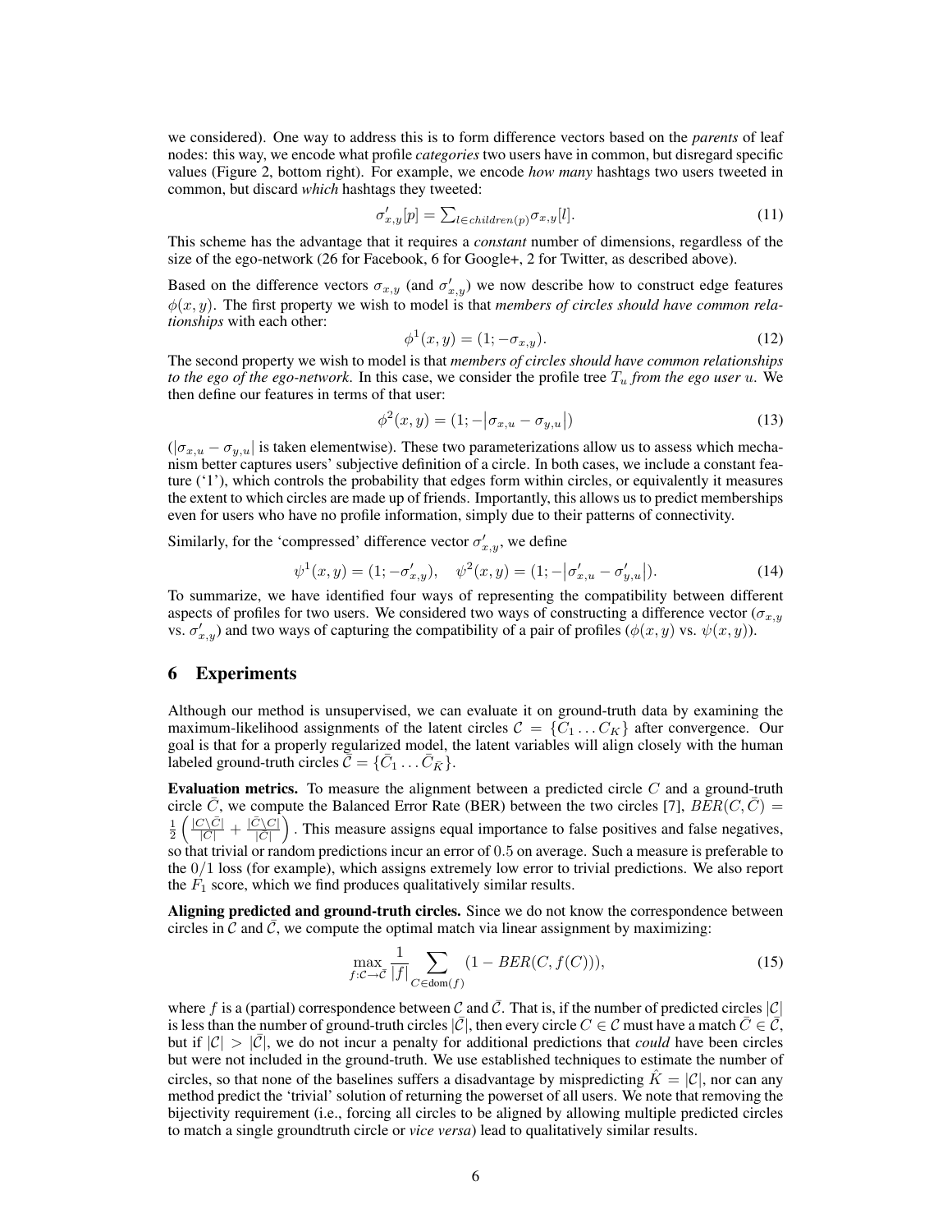we considered). One way to address this is to form difference vectors based on the *parents* of leaf nodes: this way, we encode what profile *categories* two users have in common, but disregard specific values (Figure 2, bottom right). For example, we encode *how many* hashtags two users tweeted in common, but discard *which* hashtags they tweeted:

$$\sigma'_{x,y}[p] = \sum_{l \in children(p)} \sigma_{x,y}[l]. \tag{11}$$

This scheme has the advantage that it requires a *constant* number of dimensions, regardless of the size of the ego-network (26 for Facebook, 6 for Google+, 2 for Twitter, as described above).

Based on the difference vectors $\sigma_{x,y}$ (and $\sigma'_{x,y}$) we now describe how to construct edge features $\phi(x, y)$. The first property we wish to model is that *members of circles should have common relationships* with each other:

$$\phi^1(x, y) = (1; -\sigma_{x,y}). \tag{12}$$

The second property we wish to model is that *members of circles should have common relationships to the ego of the ego-network*. In this case, we consider the profile tree $T_u$ *from the ego user* $u$. We then define our features in terms of that user:

$$\phi^2(x, y) = (1; -|\sigma_{x,u} - \sigma_{y,u}|) \tag{13}$$

($|\sigma_{x,u} - \sigma_{y,u}|$ is taken elementwise). These two parameterizations allow us to assess which mechanism better captures users' subjective definition of a circle. In both cases, we include a constant feature ('1'), which controls the probability that edges form within circles, or equivalently it measures the extent to which circles are made up of friends. Importantly, this allows us to predict memberships even for users who have no profile information, simply due to their patterns of connectivity.

Similarly, for the 'compressed' difference vector $\sigma'_{x,y}$, we define

$$\psi^1(x, y) = (1; -\sigma'_{x,y}), \quad \psi^2(x, y) = (1; -|\sigma'_{x,u} - \sigma'_{y,u}|). \tag{14}$$

To summarize, we have identified four ways of representing the compatibility between different aspects of profiles for two users. We considered two ways of constructing a difference vector ($\sigma_{x,y}$ vs. $\sigma'_{x,y}$) and two ways of capturing the compatibility of a pair of profiles ($\phi(x, y)$ vs. $\psi(x, y)$).

## 6 Experiments

Although our method is unsupervised, we can evaluate it on ground-truth data by examining the maximum-likelihood assignments of the latent circles $\mathcal{C} = \{C_1 \dots C_K\}$ after convergence. Our goal is that for a properly regularized model, the latent variables will align closely with the human labeled ground-truth circles $\bar{\mathcal{C}} = \{\bar{C}_1 \dots \bar{C}_{\bar{K}}\}$.

**Evaluation metrics.** To measure the alignment between a predicted circle $C$ and a ground-truth circle $\bar{C}$, we compute the Balanced Error Rate (BER) between the two circles [7], $BER(C, \bar{C}) = \frac{1}{2}\left(\frac{|C \setminus \bar{C}|}{|C|} + \frac{|\bar{C} \setminus C|}{|\bar{C}|}\right)$. This measure assigns equal importance to false positives and false negatives, so that trivial or random predictions incur an error of $0.5$ on average. Such a measure is preferable to the $0/1$ loss (for example), which assigns extremely low error to trivial predictions. We also report the $F_1$ score, which we find produces qualitatively similar results.

**Aligning predicted and ground-truth circles.** Since we do not know the correspondence between circles in $\mathcal{C}$ and $\bar{\mathcal{C}}$, we compute the optimal match via linear assignment by maximizing:

$$\max_{f : \mathcal{C} \to \bar{\mathcal{C}}} \frac{1}{|f|} \sum_{C \in \text{dom}(f)} (1 - BER(C, f(C))), \tag{15}$$

where $f$ is a (partial) correspondence between $\mathcal{C}$ and $\bar{\mathcal{C}}$. That is, if the number of predicted circles $|\mathcal{C}|$ is less than the number of ground-truth circles $|\bar{\mathcal{C}}|$, then every circle $C \in \mathcal{C}$ must have a match $\bar{C} \in \bar{\mathcal{C}}$, but if $|\mathcal{C}| > |\bar{\mathcal{C}}|$, we do not incur a penalty for additional predictions that *could* have been circles but were not included in the ground-truth. We use established techniques to estimate the number of circles, so that none of the baselines suffers a disadvantage by mispredicting $\hat{K} = |\mathcal{C}|$, nor can any method predict the 'trivial' solution of returning the powerset of all users. We note that removing the bijectivity requirement (i.e., forcing all circles to be aligned by allowing multiple predicted circles to match a single groundtruth circle or *vice versa*) lead to qualitatively similar results.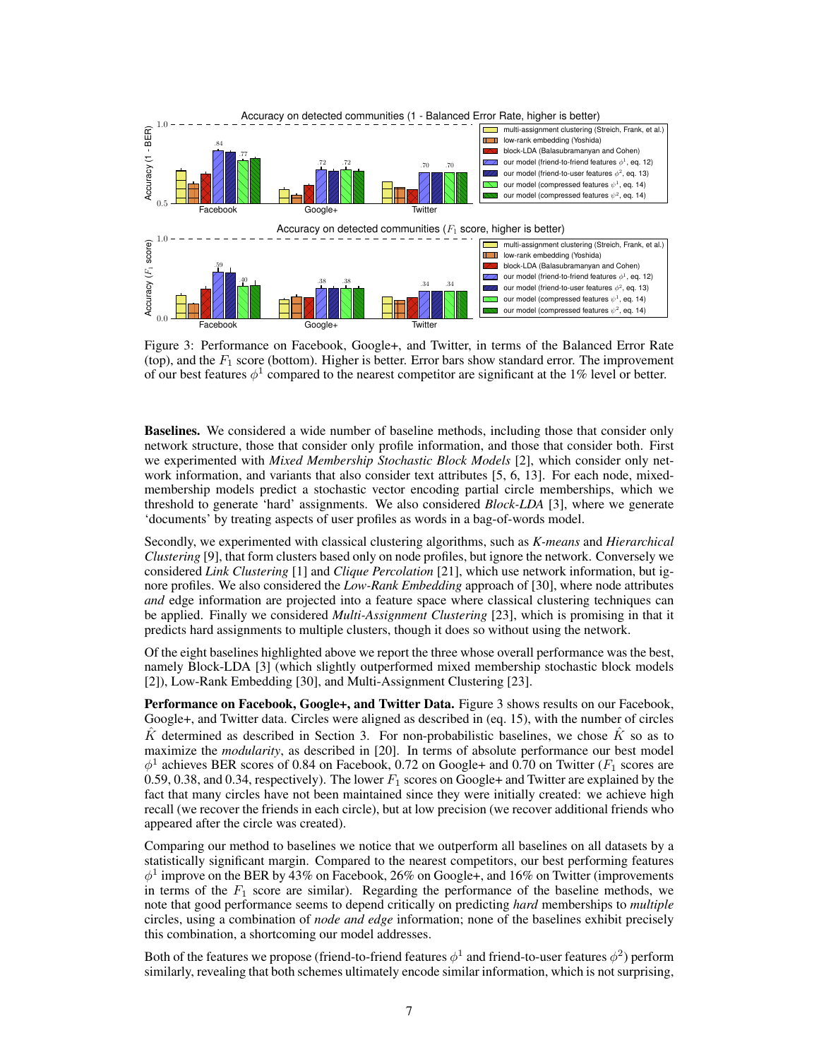Figure 3: Performance on Facebook, Google+, and Twitter, in terms of the Balanced Error Rate (top), and the $F_1$ score (bottom). Higher is better. Error bars show standard error. The improvement of our best features $\phi^1$ compared to the nearest competitor are significant at the 1% level or better.

**Baselines.** We considered a wide number of baseline methods, including those that consider only network structure, those that consider only profile information, and those that consider both. First we experimented with *Mixed Membership Stochastic Block Models* [2], which consider only network information, and variants that also consider text attributes [5, 6, 13]. For each node, mixed-membership models predict a stochastic vector encoding partial circle memberships, which we threshold to generate 'hard' assignments. We also considered *Block-LDA* [3], where we generate 'documents' by treating aspects of user profiles as words in a bag-of-words model.

Secondly, we experimented with classical clustering algorithms, such as *K-means* and *Hierarchical Clustering* [9], that form clusters based only on node profiles, but ignore the network. Conversely we considered *Link Clustering* [1] and *Clique Percolation* [21], which use network information, but ignore profiles. We also considered the *Low-Rank Embedding* approach of [30], where node attributes *and* edge information are projected into a feature space where classical clustering techniques can be applied. Finally we considered *Multi-Assignment Clustering* [23], which is promising in that it predicts hard assignments to multiple clusters, though it does so without using the network.

Of the eight baselines highlighted above we report the three whose overall performance was the best, namely Block-LDA [3] (which slightly outperformed mixed membership stochastic block models [2]), Low-Rank Embedding [30], and Multi-Assignment Clustering [23].

**Performance on Facebook, Google+, and Twitter Data.** Figure 3 shows results on our Facebook, Google+, and Twitter data. Circles were aligned as described in (eq. 15), with the number of circles $\hat{K}$ determined as described in Section 3. For non-probabilistic baselines, we chose $\hat{K}$ so as to maximize the *modularity*, as described in [20]. In terms of absolute performance our best model $\phi^1$ achieves BER scores of 0.84 on Facebook, 0.72 on Google+ and 0.70 on Twitter ($F_1$ scores are 0.59, 0.38, and 0.34, respectively). The lower $F_1$ scores on Google+ and Twitter are explained by the fact that many circles have not been maintained since they were initially created: we achieve high recall (we recover the friends in each circle), but at low precision (we recover additional friends who appeared after the circle was created).

Comparing our method to baselines we notice that we outperform all baselines on all datasets by a statistically significant margin. Compared to the nearest competitors, our best performing features $\phi^1$ improve on the BER by 43% on Facebook, 26% on Google+, and 16% on Twitter (improvements in terms of the $F_1$ score are similar). Regarding the performance of the baseline methods, we note that good performance seems to depend critically on predicting *hard* memberships to *multiple* circles, using a combination of *node and edge* information; none of the baselines exhibit precisely this combination, a shortcoming our model addresses.

Both of the features we propose (friend-to-friend features $\phi^1$ and friend-to-user features $\phi^2$) perform similarly, revealing that both schemes ultimately encode similar information, which is not surprising,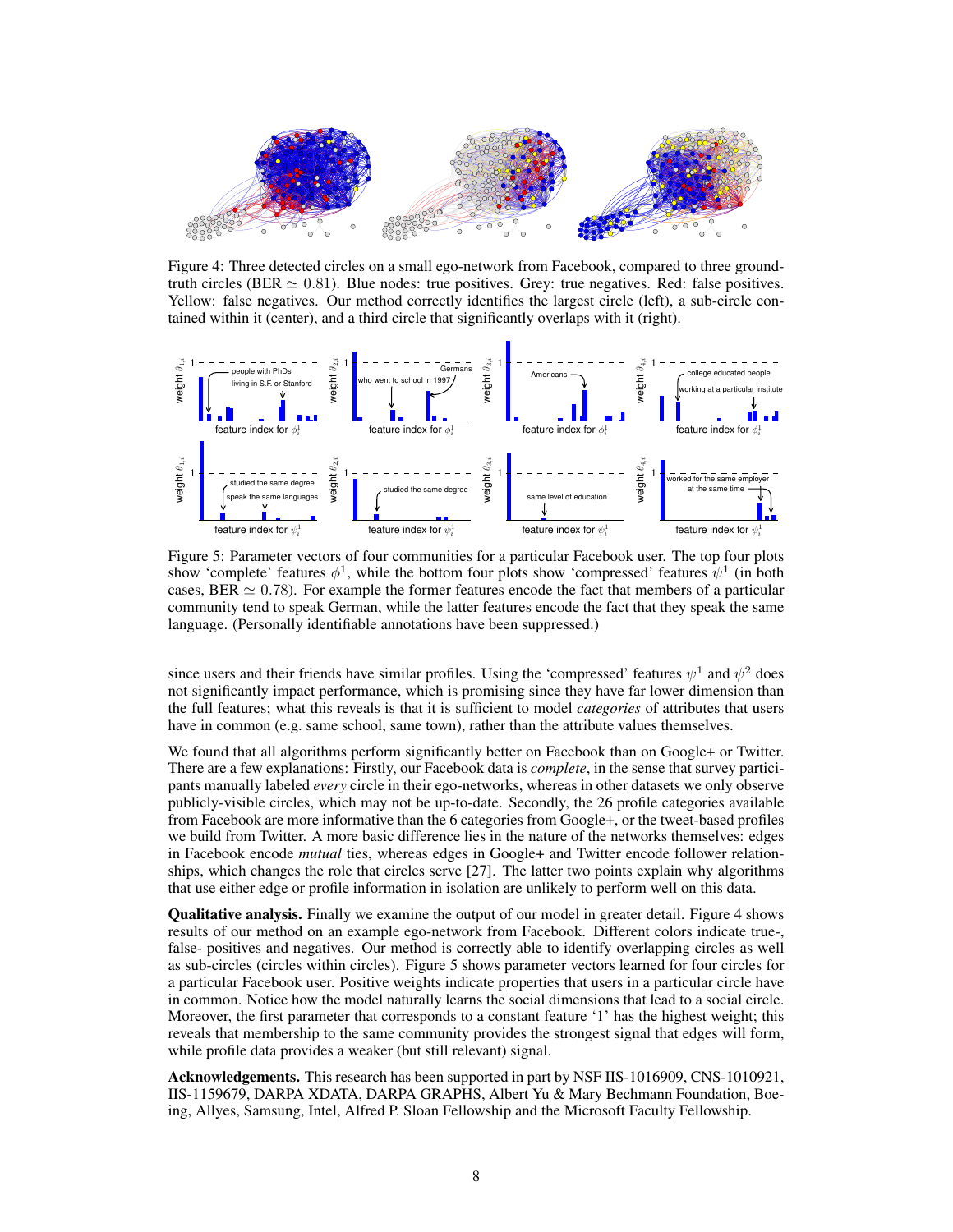Figure 4: Three detected circles on a small ego-network from Facebook, compared to three ground-truth circles (BER $\simeq 0.81$). Blue nodes: true positives. Grey: true negatives. Red: false positives. Yellow: false negatives. Our method correctly identifies the largest circle (left), a sub-circle contained within it (center), and a third circle that significantly overlaps with it (right).

Figure 5: Parameter vectors of four communities for a particular Facebook user. The top four plots show 'complete' features $\phi^1$, while the bottom four plots show 'compressed' features $\psi^1$ (in both cases, BER $\simeq 0.78$). For example the former features encode the fact that members of a particular community tend to speak German, while the latter features encode the fact that they speak the same language. (Personally identifiable annotations have been suppressed.)

since users and their friends have similar profiles. Using the 'compressed' features $\psi^1$ and $\psi^2$ does not significantly impact performance, which is promising since they have far lower dimension than the full features; what this reveals is that it is sufficient to model *categories* of attributes that users have in common (e.g. same school, same town), rather than the attribute values themselves.

We found that all algorithms perform significantly better on Facebook than on Google+ or Twitter. There are a few explanations: Firstly, our Facebook data is *complete*, in the sense that survey participants manually labeled *every* circle in their ego-networks, whereas in other datasets we only observe publicly-visible circles, which may not be up-to-date. Secondly, the 26 profile categories available from Facebook are more informative than the 6 categories from Google+, or the tweet-based profiles we build from Twitter. A more basic difference lies in the nature of the networks themselves: edges in Facebook encode *mutual* ties, whereas edges in Google+ and Twitter encode follower relationships, which changes the role that circles serve [27]. The latter two points explain why algorithms that use either edge or profile information in isolation are unlikely to perform well on this data.

**Qualitative analysis.** Finally we examine the output of our model in greater detail. Figure 4 shows results of our method on an example ego-network from Facebook. Different colors indicate true-, false- positives and negatives. Our method is correctly able to identify overlapping circles as well as sub-circles (circles within circles). Figure 5 shows parameter vectors learned for four circles for a particular Facebook user. Positive weights indicate properties that users in a particular circle have in common. Notice how the model naturally learns the social dimensions that lead to a social circle. Moreover, the first parameter that corresponds to a constant feature '1' has the highest weight; this reveals that membership to the same community provides the strongest signal that edges will form, while profile data provides a weaker (but still relevant) signal.

**Acknowledgements.** This research has been supported in part by NSF IIS-1016909, CNS-1010921, IIS-1159679, DARPA XDATA, DARPA GRAPHS, Albert Yu & Mary Bechmann Foundation, Boeing, Allyes, Samsung, Intel, Alfred P. Sloan Fellowship and the Microsoft Faculty Fellowship.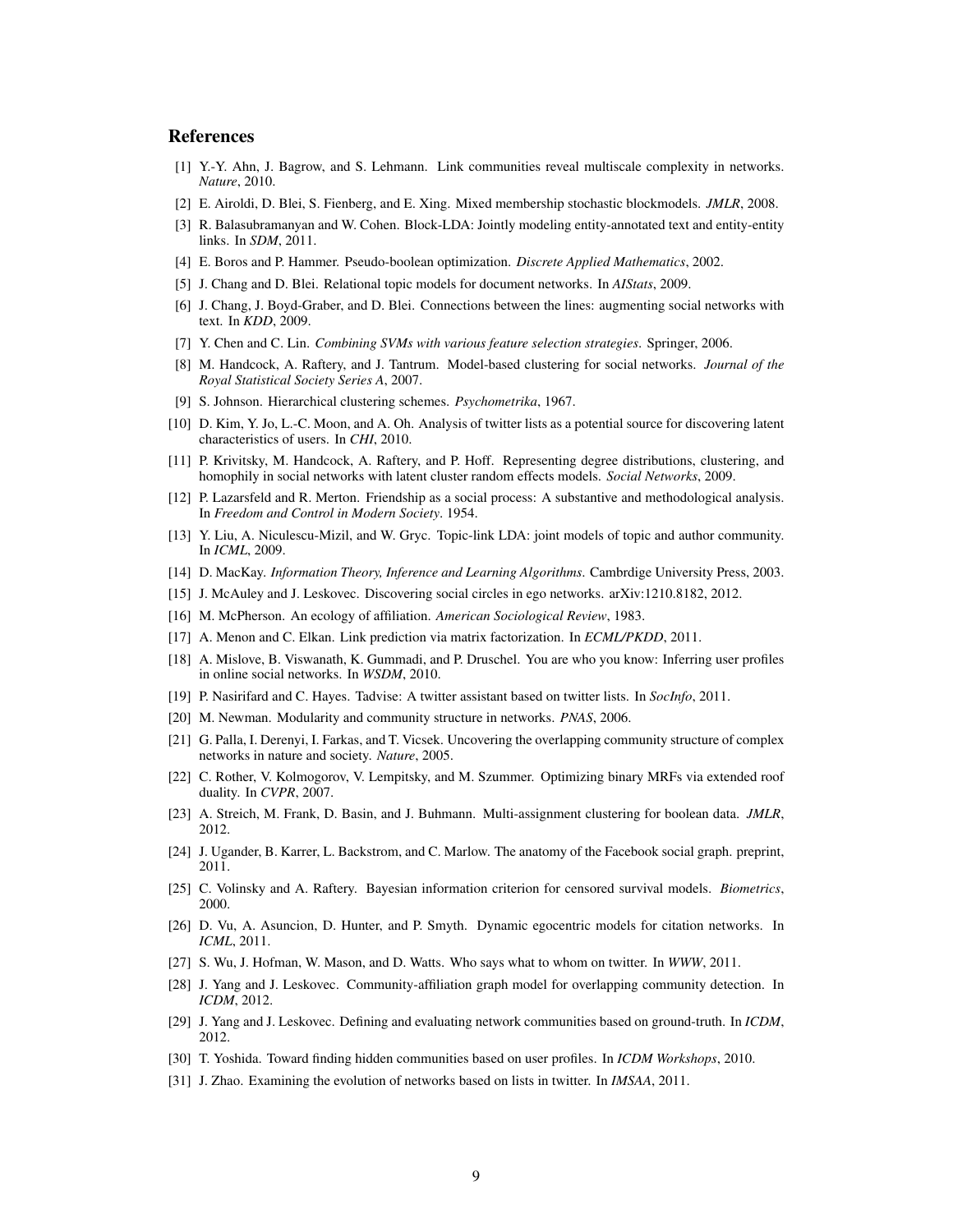## References

[1] Y.-Y. Ahn, J. Bagrow, and S. Lehmann. Link communities reveal multiscale complexity in networks. *Nature*, 2010.

[2] E. Airoldi, D. Blei, S. Fienberg, and E. Xing. Mixed membership stochastic blockmodels. *JMLR*, 2008.

[3] R. Balasubramanyan and W. Cohen. Block-LDA: Jointly modeling entity-annotated text and entity-entity links. In *SDM*, 2011.

[4] E. Boros and P. Hammer. Pseudo-boolean optimization. *Discrete Applied Mathematics*, 2002.

[5] J. Chang and D. Blei. Relational topic models for document networks. In *AIStats*, 2009.

[6] J. Chang, J. Boyd-Graber, and D. Blei. Connections between the lines: augmenting social networks with text. In *KDD*, 2009.

[7] Y. Chen and C. Lin. *Combining SVMs with various feature selection strategies*. Springer, 2006.

[8] M. Handcock, A. Raftery, and J. Tantrum. Model-based clustering for social networks. *Journal of the Royal Statistical Society Series A*, 2007.

[9] S. Johnson. Hierarchical clustering schemes. *Psychometrika*, 1967.

[10] D. Kim, Y. Jo, L.-C. Moon, and A. Oh. Analysis of twitter lists as a potential source for discovering latent characteristics of users. In *CHI*, 2010.

[11] P. Krivitsky, M. Handcock, A. Raftery, and P. Hoff. Representing degree distributions, clustering, and homophily in social networks with latent cluster random effects models. *Social Networks*, 2009.

[12] P. Lazarsfeld and R. Merton. Friendship as a social process: A substantive and methodological analysis. In *Freedom and Control in Modern Society*. 1954.

[13] Y. Liu, A. Niculescu-Mizil, and W. Gryc. Topic-link LDA: joint models of topic and author community. In *ICML*, 2009.

[14] D. MacKay. *Information Theory, Inference and Learning Algorithms*. Cambrdige University Press, 2003.

[15] J. McAuley and J. Leskovec. Discovering social circles in ego networks. arXiv:1210.8182, 2012.

[16] M. McPherson. An ecology of affiliation. *American Sociological Review*, 1983.

[17] A. Menon and C. Elkan. Link prediction via matrix factorization. In *ECML/PKDD*, 2011.

[18] A. Mislove, B. Viswanath, K. Gummadi, and P. Druschel. You are who you know: Inferring user profiles in online social networks. In *WSDM*, 2010.

[19] P. Nasirifard and C. Hayes. Tadvise: A twitter assistant based on twitter lists. In *SocInfo*, 2011.

[20] M. Newman. Modularity and community structure in networks. *PNAS*, 2006.

[21] G. Palla, I. Derenyi, I. Farkas, and T. Vicsek. Uncovering the overlapping community structure of complex networks in nature and society. *Nature*, 2005.

[22] C. Rother, V. Kolmogorov, V. Lempitsky, and M. Szummer. Optimizing binary MRFs via extended roof duality. In *CVPR*, 2007.

[23] A. Streich, M. Frank, D. Basin, and J. Buhmann. Multi-assignment clustering for boolean data. *JMLR*, 2012.

[24] J. Ugander, B. Karrer, L. Backstrom, and C. Marlow. The anatomy of the Facebook social graph. preprint, 2011.

[25] C. Volinsky and A. Raftery. Bayesian information criterion for censored survival models. *Biometrics*, 2000.

[26] D. Vu, A. Asuncion, D. Hunter, and P. Smyth. Dynamic egocentric models for citation networks. In *ICML*, 2011.

[27] S. Wu, J. Hofman, W. Mason, and D. Watts. Who says what to whom on twitter. In *WWW*, 2011.

[28] J. Yang and J. Leskovec. Community-affiliation graph model for overlapping community detection. In *ICDM*, 2012.

[29] J. Yang and J. Leskovec. Defining and evaluating network communities based on ground-truth. In *ICDM*, 2012.

[30] T. Yoshida. Toward finding hidden communities based on user profiles. In *ICDM Workshops*, 2010.

[31] J. Zhao. Examining the evolution of networks based on lists in twitter. In *IMSAA*, 2011.